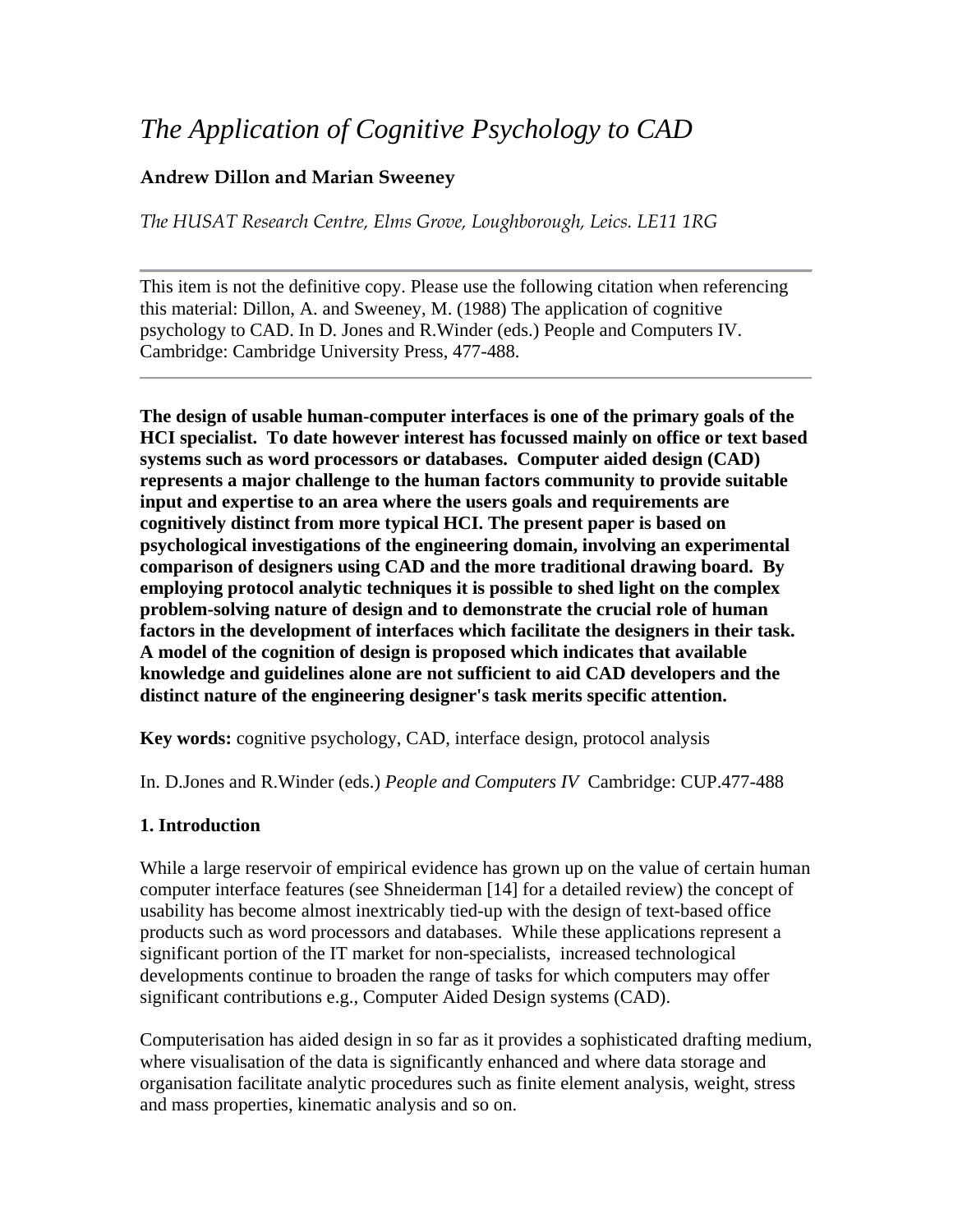# *The Application of Cognitive Psychology to CAD*

**Andrew Dillon and Marian Sweeney**

*The HUSAT Research Centre, Elms Grove, Loughborough, Leics. LE11 1RG*

---

This item is not the definitive copy. Please use the following citation when referencing this material: Dillon, A. and Sweeney, M. (1988) The application of cognitive psychology to CAD. In D. Jones and R.Winder (eds.) People and Computers IV. Cambridge: Cambridge University Press, 477-488.

---

**The design of usable human-computer interfaces is one of the primary goals of the HCI specialist. To date however interest has focussed mainly on office or text based systems such as word processors or databases. Computer aided design (CAD) represents a major challenge to the human factors community to provide suitable input and expertise to an area where the users goals and requirements are cognitively distinct from more typical HCI. The present paper is based on psychological investigations of the engineering domain, involving an experimental comparison of designers using CAD and the more traditional drawing board. By employing protocol analytic techniques it is possible to shed light on the complex problem-solving nature of design and to demonstrate the crucial role of human factors in the development of interfaces which facilitate the designers in their task. A model of the cognition of design is proposed which indicates that available knowledge and guidelines alone are not sufficient to aid CAD developers and the distinct nature of the engineering designer's task merits specific attention.**

**Key words:** cognitive psychology, CAD, interface design, protocol analysis

In. D.Jones and R.Winder (eds.) *People and Computers IV* Cambridge: CUP.477-488

## 1. Introduction

While a large reservoir of empirical evidence has grown up on the value of certain human computer interface features (see Shneiderman [14] for a detailed review) the concept of usability has become almost inextricably tied-up with the design of text-based office products such as word processors and databases. While these applications represent a significant portion of the IT market for non-specialists, increased technological developments continue to broaden the range of tasks for which computers may offer significant contributions e.g., Computer Aided Design systems (CAD).

Computerisation has aided design in so far as it provides a sophisticated drafting medium, where visualisation of the data is significantly enhanced and where data storage and organisation facilitate analytic procedures such as finite element analysis, weight, stress and mass properties, kinematic analysis and so on.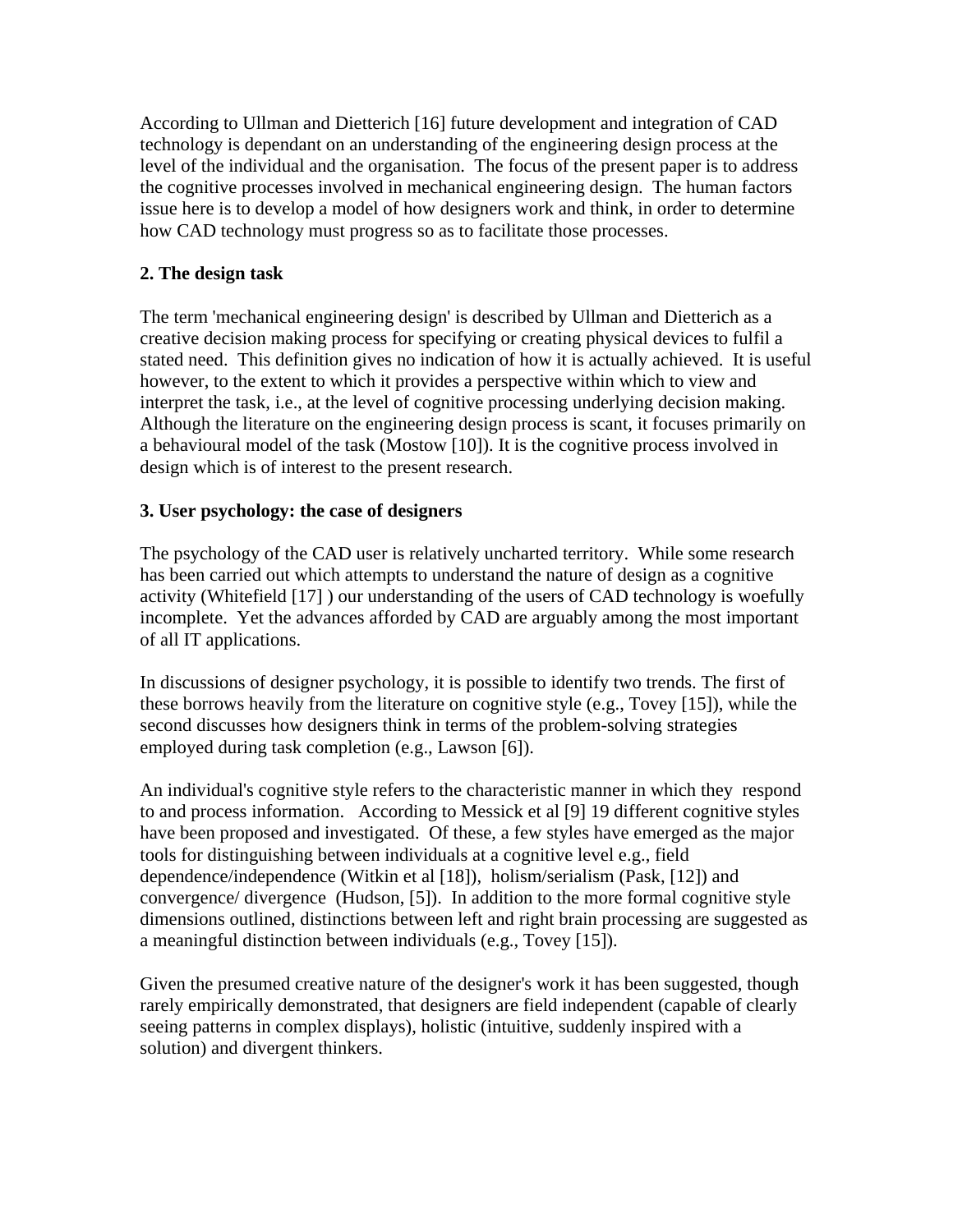According to Ullman and Dietterich [16] future development and integration of CAD technology is dependant on an understanding of the engineering design process at the level of the individual and the organisation. The focus of the present paper is to address the cognitive processes involved in mechanical engineering design. The human factors issue here is to develop a model of how designers work and think, in order to determine how CAD technology must progress so as to facilitate those processes.

## 2. The design task

The term 'mechanical engineering design' is described by Ullman and Dietterich as a creative decision making process for specifying or creating physical devices to fulfil a stated need. This definition gives no indication of how it is actually achieved. It is useful however, to the extent to which it provides a perspective within which to view and interpret the task, i.e., at the level of cognitive processing underlying decision making. Although the literature on the engineering design process is scant, it focuses primarily on a behavioural model of the task (Mostow [10]). It is the cognitive process involved in design which is of interest to the present research.

## 3. User psychology: the case of designers

The psychology of the CAD user is relatively uncharted territory. While some research has been carried out which attempts to understand the nature of design as a cognitive activity (Whitefield [17] ) our understanding of the users of CAD technology is woefully incomplete. Yet the advances afforded by CAD are arguably among the most important of all IT applications.

In discussions of designer psychology, it is possible to identify two trends. The first of these borrows heavily from the literature on cognitive style (e.g., Tovey [15]), while the second discusses how designers think in terms of the problem-solving strategies employed during task completion (e.g., Lawson [6]).

An individual's cognitive style refers to the characteristic manner in which they respond to and process information. According to Messick et al [9] 19 different cognitive styles have been proposed and investigated. Of these, a few styles have emerged as the major tools for distinguishing between individuals at a cognitive level e.g., field dependence/independence (Witkin et al [18]), holism/serialism (Pask, [12]) and convergence/ divergence (Hudson, [5]). In addition to the more formal cognitive style dimensions outlined, distinctions between left and right brain processing are suggested as a meaningful distinction between individuals (e.g., Tovey [15]).

Given the presumed creative nature of the designer's work it has been suggested, though rarely empirically demonstrated, that designers are field independent (capable of clearly seeing patterns in complex displays), holistic (intuitive, suddenly inspired with a solution) and divergent thinkers.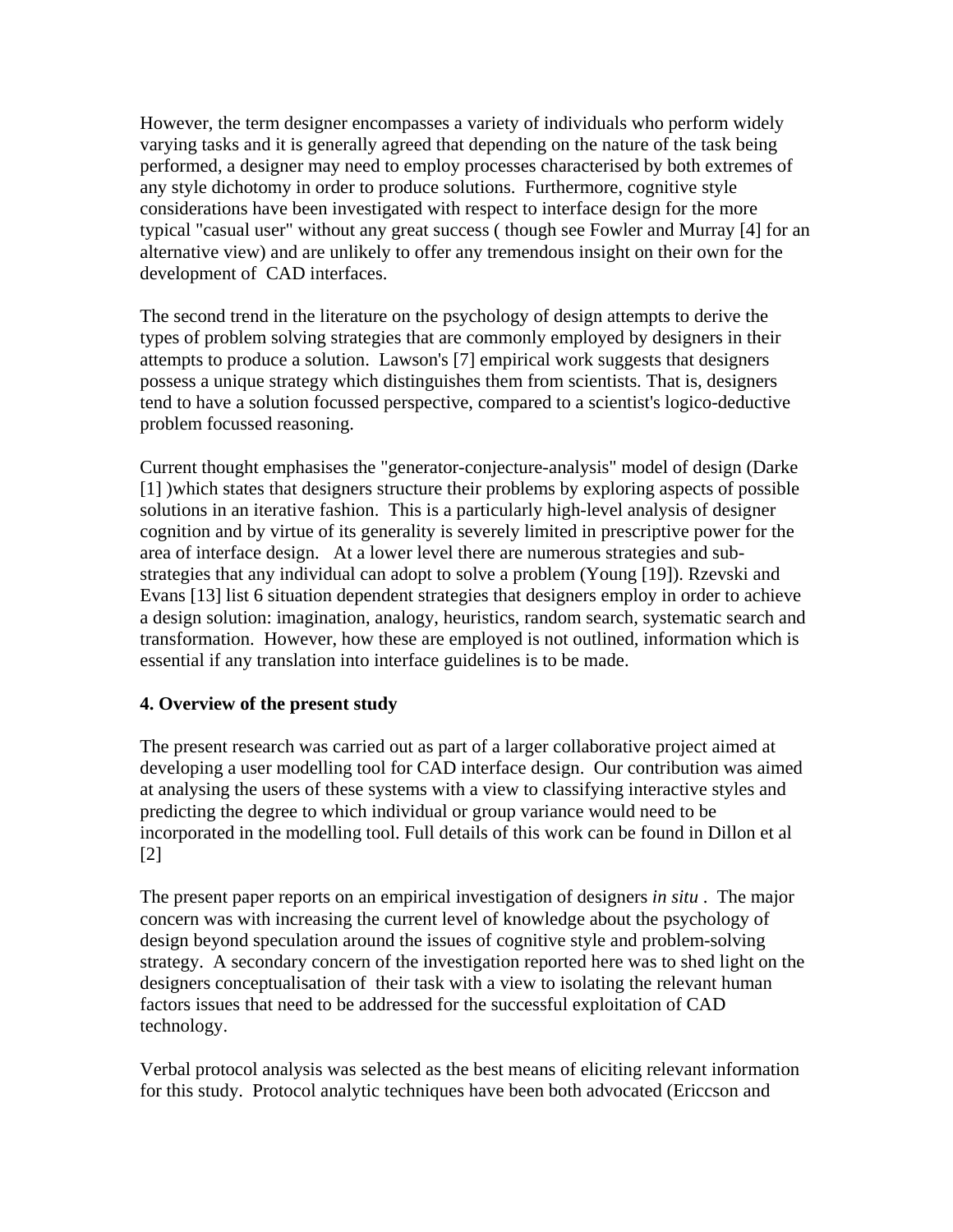However, the term designer encompasses a variety of individuals who perform widely varying tasks and it is generally agreed that depending on the nature of the task being performed, a designer may need to employ processes characterised by both extremes of any style dichotomy in order to produce solutions. Furthermore, cognitive style considerations have been investigated with respect to interface design for the more typical "casual user" without any great success ( though see Fowler and Murray [4] for an alternative view) and are unlikely to offer any tremendous insight on their own for the development of CAD interfaces.

The second trend in the literature on the psychology of design attempts to derive the types of problem solving strategies that are commonly employed by designers in their attempts to produce a solution. Lawson's [7] empirical work suggests that designers possess a unique strategy which distinguishes them from scientists. That is, designers tend to have a solution focussed perspective, compared to a scientist's logico-deductive problem focussed reasoning.

Current thought emphasises the "generator-conjecture-analysis" model of design (Darke [1] )which states that designers structure their problems by exploring aspects of possible solutions in an iterative fashion. This is a particularly high-level analysis of designer cognition and by virtue of its generality is severely limited in prescriptive power for the area of interface design. At a lower level there are numerous strategies and sub-strategies that any individual can adopt to solve a problem (Young [19]). Rzevski and Evans [13] list 6 situation dependent strategies that designers employ in order to achieve a design solution: imagination, analogy, heuristics, random search, systematic search and transformation. However, how these are employed is not outlined, information which is essential if any translation into interface guidelines is to be made.

**4. Overview of the present study**

The present research was carried out as part of a larger collaborative project aimed at developing a user modelling tool for CAD interface design. Our contribution was aimed at analysing the users of these systems with a view to classifying interactive styles and predicting the degree to which individual or group variance would need to be incorporated in the modelling tool. Full details of this work can be found in Dillon et al [2]

The present paper reports on an empirical investigation of designers *in situ* . The major concern was with increasing the current level of knowledge about the psychology of design beyond speculation around the issues of cognitive style and problem-solving strategy. A secondary concern of the investigation reported here was to shed light on the designers conceptualisation of their task with a view to isolating the relevant human factors issues that need to be addressed for the successful exploitation of CAD technology.

Verbal protocol analysis was selected as the best means of eliciting relevant information for this study. Protocol analytic techniques have been both advocated (Ericcson and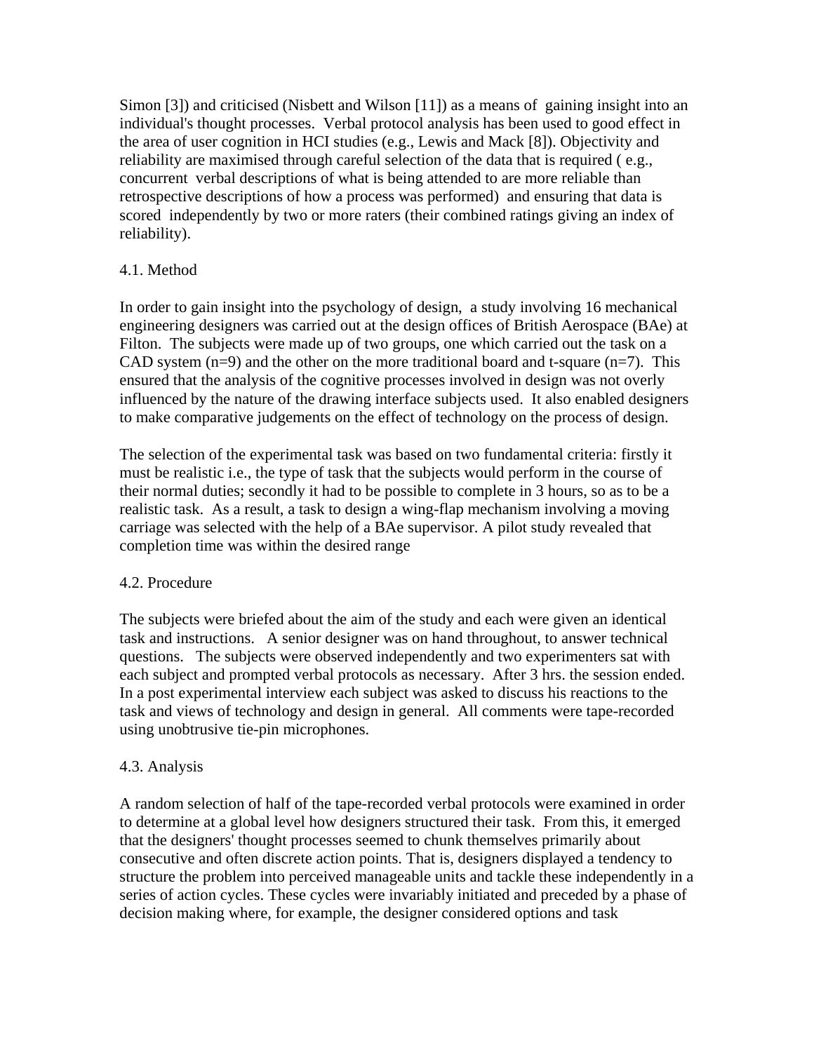Simon [3]) and criticised (Nisbett and Wilson [11]) as a means of gaining insight into an individual's thought processes. Verbal protocol analysis has been used to good effect in the area of user cognition in HCI studies (e.g., Lewis and Mack [8]). Objectivity and reliability are maximised through careful selection of the data that is required ( e.g., concurrent verbal descriptions of what is being attended to are more reliable than retrospective descriptions of how a process was performed) and ensuring that data is scored independently by two or more raters (their combined ratings giving an index of reliability).

### 4.1. Method

In order to gain insight into the psychology of design, a study involving 16 mechanical engineering designers was carried out at the design offices of British Aerospace (BAe) at Filton. The subjects were made up of two groups, one which carried out the task on a CAD system (n=9) and the other on the more traditional board and t-square (n=7). This ensured that the analysis of the cognitive processes involved in design was not overly influenced by the nature of the drawing interface subjects used. It also enabled designers to make comparative judgements on the effect of technology on the process of design.

The selection of the experimental task was based on two fundamental criteria: firstly it must be realistic i.e., the type of task that the subjects would perform in the course of their normal duties; secondly it had to be possible to complete in 3 hours, so as to be a realistic task. As a result, a task to design a wing-flap mechanism involving a moving carriage was selected with the help of a BAe supervisor. A pilot study revealed that completion time was within the desired range

### 4.2. Procedure

The subjects were briefed about the aim of the study and each were given an identical task and instructions. A senior designer was on hand throughout, to answer technical questions. The subjects were observed independently and two experimenters sat with each subject and prompted verbal protocols as necessary. After 3 hrs. the session ended. In a post experimental interview each subject was asked to discuss his reactions to the task and views of technology and design in general. All comments were tape-recorded using unobtrusive tie-pin microphones.

### 4.3. Analysis

A random selection of half of the tape-recorded verbal protocols were examined in order to determine at a global level how designers structured their task. From this, it emerged that the designers' thought processes seemed to chunk themselves primarily about consecutive and often discrete action points. That is, designers displayed a tendency to structure the problem into perceived manageable units and tackle these independently in a series of action cycles. These cycles were invariably initiated and preceded by a phase of decision making where, for example, the designer considered options and task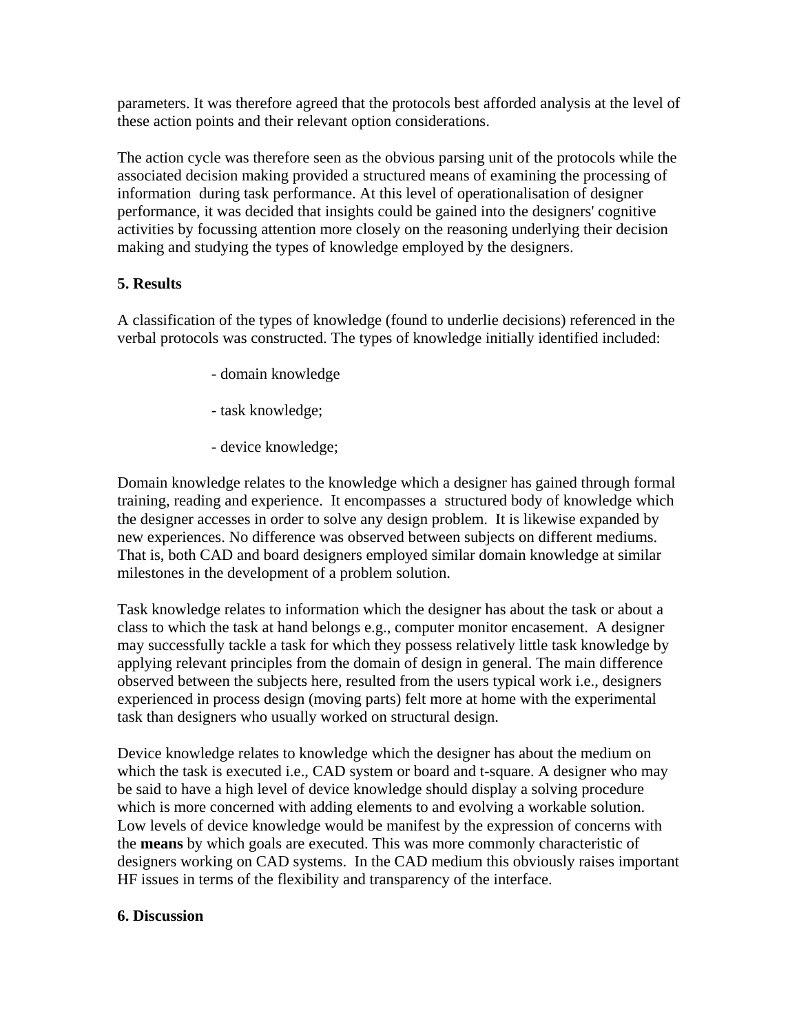parameters. It was therefore agreed that the protocols best afforded analysis at the level of these action points and their relevant option considerations.

The action cycle was therefore seen as the obvious parsing unit of the protocols while the associated decision making provided a structured means of examining the processing of information during task performance. At this level of operationalisation of designer performance, it was decided that insights could be gained into the designers' cognitive activities by focussing attention more closely on the reasoning underlying their decision making and studying the types of knowledge employed by the designers.

## 5. Results

A classification of the types of knowledge (found to underlie decisions) referenced in the verbal protocols was constructed. The types of knowledge initially identified included:

- domain knowledge
- task knowledge;
- device knowledge;

Domain knowledge relates to the knowledge which a designer has gained through formal training, reading and experience. It encompasses a structured body of knowledge which the designer accesses in order to solve any design problem. It is likewise expanded by new experiences. No difference was observed between subjects on different mediums. That is, both CAD and board designers employed similar domain knowledge at similar milestones in the development of a problem solution.

Task knowledge relates to information which the designer has about the task or about a class to which the task at hand belongs e.g., computer monitor encasement. A designer may successfully tackle a task for which they possess relatively little task knowledge by applying relevant principles from the domain of design in general. The main difference observed between the subjects here, resulted from the users typical work i.e., designers experienced in process design (moving parts) felt more at home with the experimental task than designers who usually worked on structural design.

Device knowledge relates to knowledge which the designer has about the medium on which the task is executed i.e., CAD system or board and t-square. A designer who may be said to have a high level of device knowledge should display a solving procedure which is more concerned with adding elements to and evolving a workable solution. Low levels of device knowledge would be manifest by the expression of concerns with the **means** by which goals are executed. This was more commonly characteristic of designers working on CAD systems. In the CAD medium this obviously raises important HF issues in terms of the flexibility and transparency of the interface.

## 6. Discussion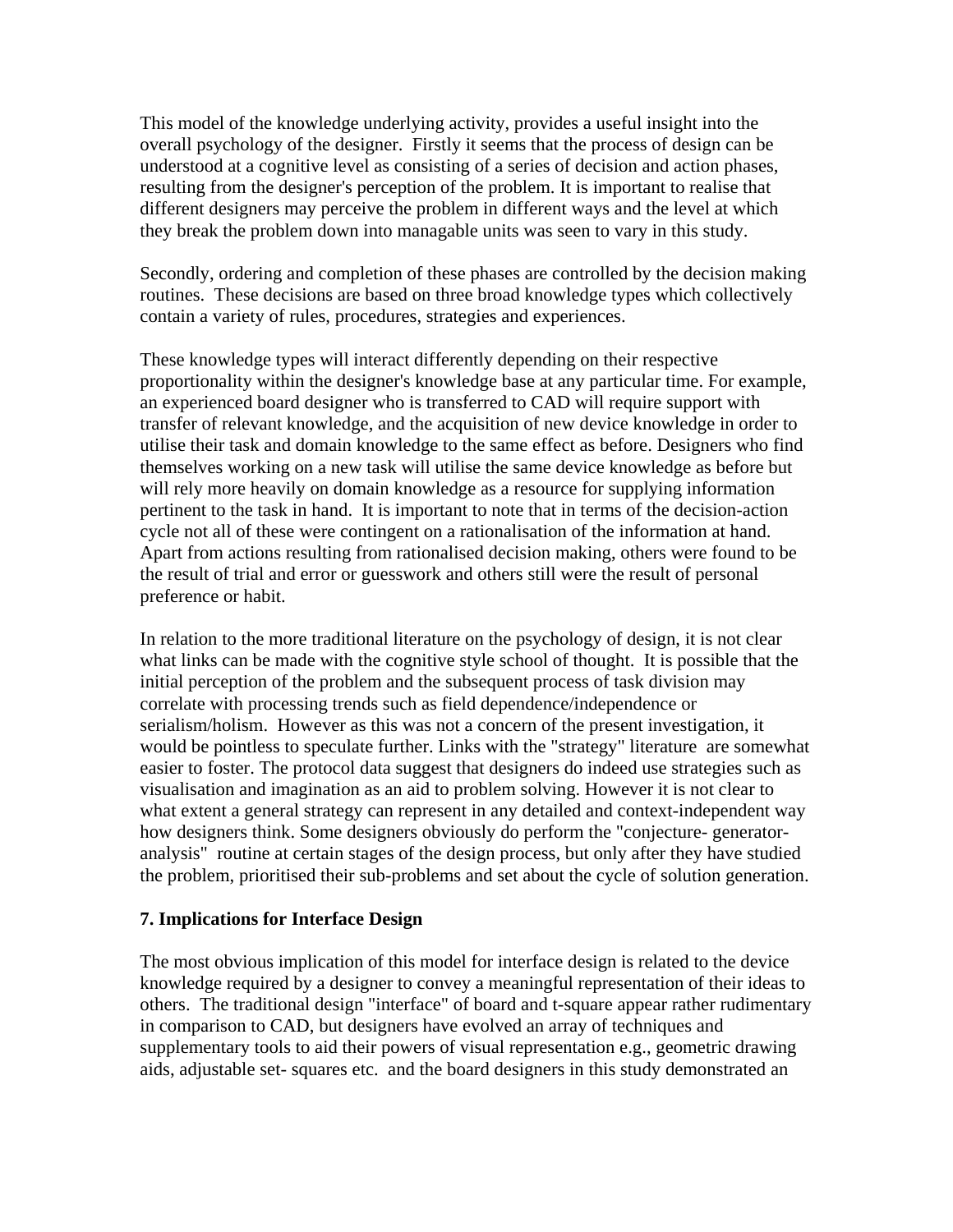This model of the knowledge underlying activity, provides a useful insight into the overall psychology of the designer. Firstly it seems that the process of design can be understood at a cognitive level as consisting of a series of decision and action phases, resulting from the designer's perception of the problem. It is important to realise that different designers may perceive the problem in different ways and the level at which they break the problem down into managable units was seen to vary in this study.

Secondly, ordering and completion of these phases are controlled by the decision making routines. These decisions are based on three broad knowledge types which collectively contain a variety of rules, procedures, strategies and experiences.

These knowledge types will interact differently depending on their respective proportionality within the designer's knowledge base at any particular time. For example, an experienced board designer who is transferred to CAD will require support with transfer of relevant knowledge, and the acquisition of new device knowledge in order to utilise their task and domain knowledge to the same effect as before. Designers who find themselves working on a new task will utilise the same device knowledge as before but will rely more heavily on domain knowledge as a resource for supplying information pertinent to the task in hand. It is important to note that in terms of the decision-action cycle not all of these were contingent on a rationalisation of the information at hand. Apart from actions resulting from rationalised decision making, others were found to be the result of trial and error or guesswork and others still were the result of personal preference or habit.

In relation to the more traditional literature on the psychology of design, it is not clear what links can be made with the cognitive style school of thought. It is possible that the initial perception of the problem and the subsequent process of task division may correlate with processing trends such as field dependence/independence or serialism/holism. However as this was not a concern of the present investigation, it would be pointless to speculate further. Links with the "strategy" literature are somewhat easier to foster. The protocol data suggest that designers do indeed use strategies such as visualisation and imagination as an aid to problem solving. However it is not clear to what extent a general strategy can represent in any detailed and context-independent way how designers think. Some designers obviously do perform the "conjecture- generator-analysis" routine at certain stages of the design process, but only after they have studied the problem, prioritised their sub-problems and set about the cycle of solution generation.

## 7. Implications for Interface Design

The most obvious implication of this model for interface design is related to the device knowledge required by a designer to convey a meaningful representation of their ideas to others. The traditional design "interface" of board and t-square appear rather rudimentary in comparison to CAD, but designers have evolved an array of techniques and supplementary tools to aid their powers of visual representation e.g., geometric drawing aids, adjustable set- squares etc. and the board designers in this study demonstrated an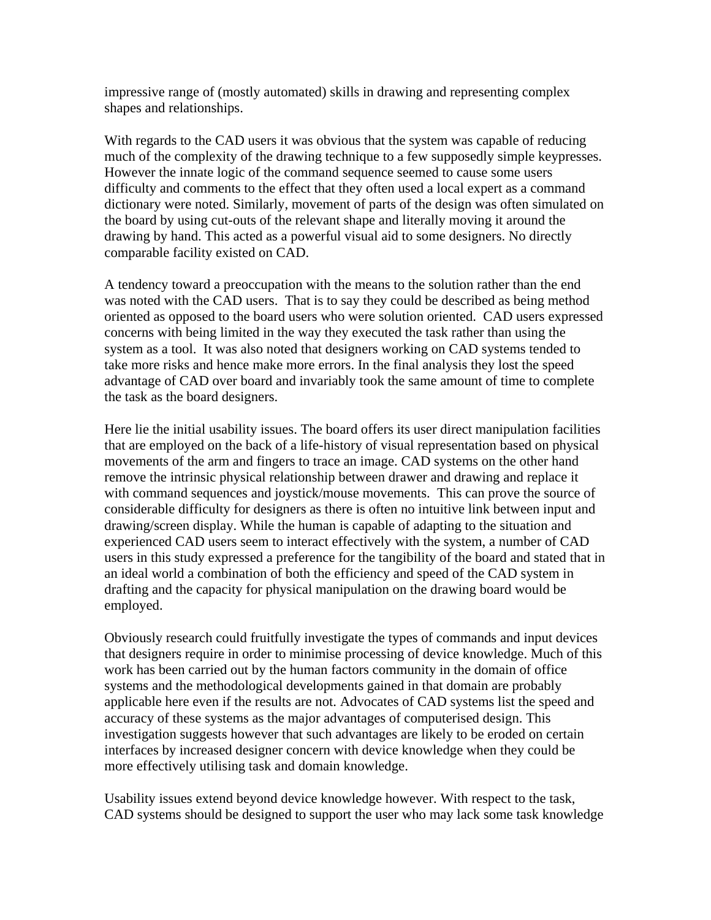impressive range of (mostly automated) skills in drawing and representing complex shapes and relationships.

With regards to the CAD users it was obvious that the system was capable of reducing much of the complexity of the drawing technique to a few supposedly simple keypresses. However the innate logic of the command sequence seemed to cause some users difficulty and comments to the effect that they often used a local expert as a command dictionary were noted. Similarly, movement of parts of the design was often simulated on the board by using cut-outs of the relevant shape and literally moving it around the drawing by hand. This acted as a powerful visual aid to some designers. No directly comparable facility existed on CAD.

A tendency toward a preoccupation with the means to the solution rather than the end was noted with the CAD users. That is to say they could be described as being method oriented as opposed to the board users who were solution oriented. CAD users expressed concerns with being limited in the way they executed the task rather than using the system as a tool. It was also noted that designers working on CAD systems tended to take more risks and hence make more errors. In the final analysis they lost the speed advantage of CAD over board and invariably took the same amount of time to complete the task as the board designers.

Here lie the initial usability issues. The board offers its user direct manipulation facilities that are employed on the back of a life-history of visual representation based on physical movements of the arm and fingers to trace an image. CAD systems on the other hand remove the intrinsic physical relationship between drawer and drawing and replace it with command sequences and joystick/mouse movements. This can prove the source of considerable difficulty for designers as there is often no intuitive link between input and drawing/screen display. While the human is capable of adapting to the situation and experienced CAD users seem to interact effectively with the system, a number of CAD users in this study expressed a preference for the tangibility of the board and stated that in an ideal world a combination of both the efficiency and speed of the CAD system in drafting and the capacity for physical manipulation on the drawing board would be employed.

Obviously research could fruitfully investigate the types of commands and input devices that designers require in order to minimise processing of device knowledge. Much of this work has been carried out by the human factors community in the domain of office systems and the methodological developments gained in that domain are probably applicable here even if the results are not. Advocates of CAD systems list the speed and accuracy of these systems as the major advantages of computerised design. This investigation suggests however that such advantages are likely to be eroded on certain interfaces by increased designer concern with device knowledge when they could be more effectively utilising task and domain knowledge.

Usability issues extend beyond device knowledge however. With respect to the task, CAD systems should be designed to support the user who may lack some task knowledge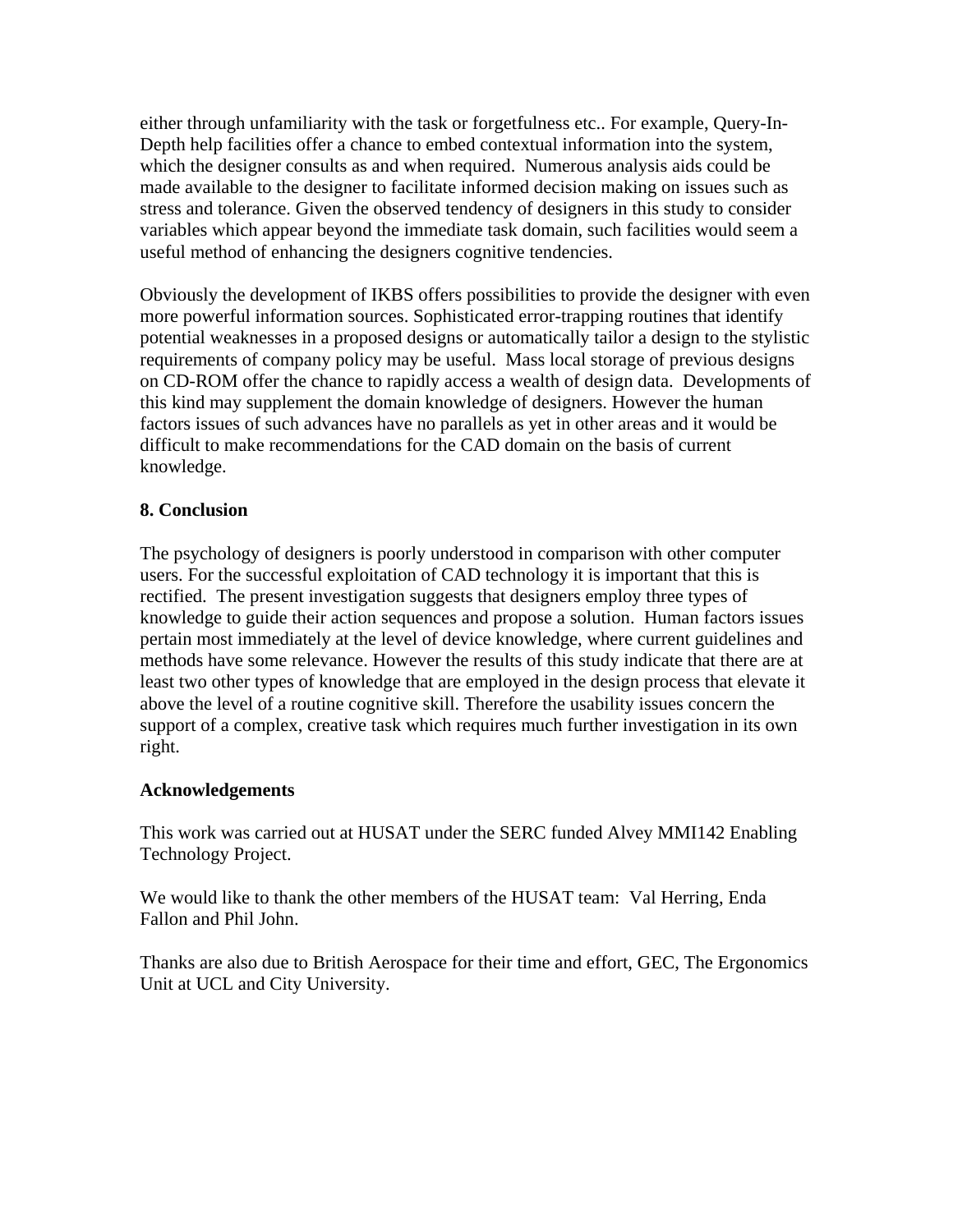either through unfamiliarity with the task or forgetfulness etc.. For example, Query-In-Depth help facilities offer a chance to embed contextual information into the system, which the designer consults as and when required. Numerous analysis aids could be made available to the designer to facilitate informed decision making on issues such as stress and tolerance. Given the observed tendency of designers in this study to consider variables which appear beyond the immediate task domain, such facilities would seem a useful method of enhancing the designers cognitive tendencies.

Obviously the development of IKBS offers possibilities to provide the designer with even more powerful information sources. Sophisticated error-trapping routines that identify potential weaknesses in a proposed designs or automatically tailor a design to the stylistic requirements of company policy may be useful. Mass local storage of previous designs on CD-ROM offer the chance to rapidly access a wealth of design data. Developments of this kind may supplement the domain knowledge of designers. However the human factors issues of such advances have no parallels as yet in other areas and it would be difficult to make recommendations for the CAD domain on the basis of current knowledge.

## 8. Conclusion

The psychology of designers is poorly understood in comparison with other computer users. For the successful exploitation of CAD technology it is important that this is rectified. The present investigation suggests that designers employ three types of knowledge to guide their action sequences and propose a solution. Human factors issues pertain most immediately at the level of device knowledge, where current guidelines and methods have some relevance. However the results of this study indicate that there are at least two other types of knowledge that are employed in the design process that elevate it above the level of a routine cognitive skill. Therefore the usability issues concern the support of a complex, creative task which requires much further investigation in its own right.

## Acknowledgements

This work was carried out at HUSAT under the SERC funded Alvey MMI142 Enabling Technology Project.

We would like to thank the other members of the HUSAT team: Val Herring, Enda Fallon and Phil John.

Thanks are also due to British Aerospace for their time and effort, GEC, The Ergonomics Unit at UCL and City University.